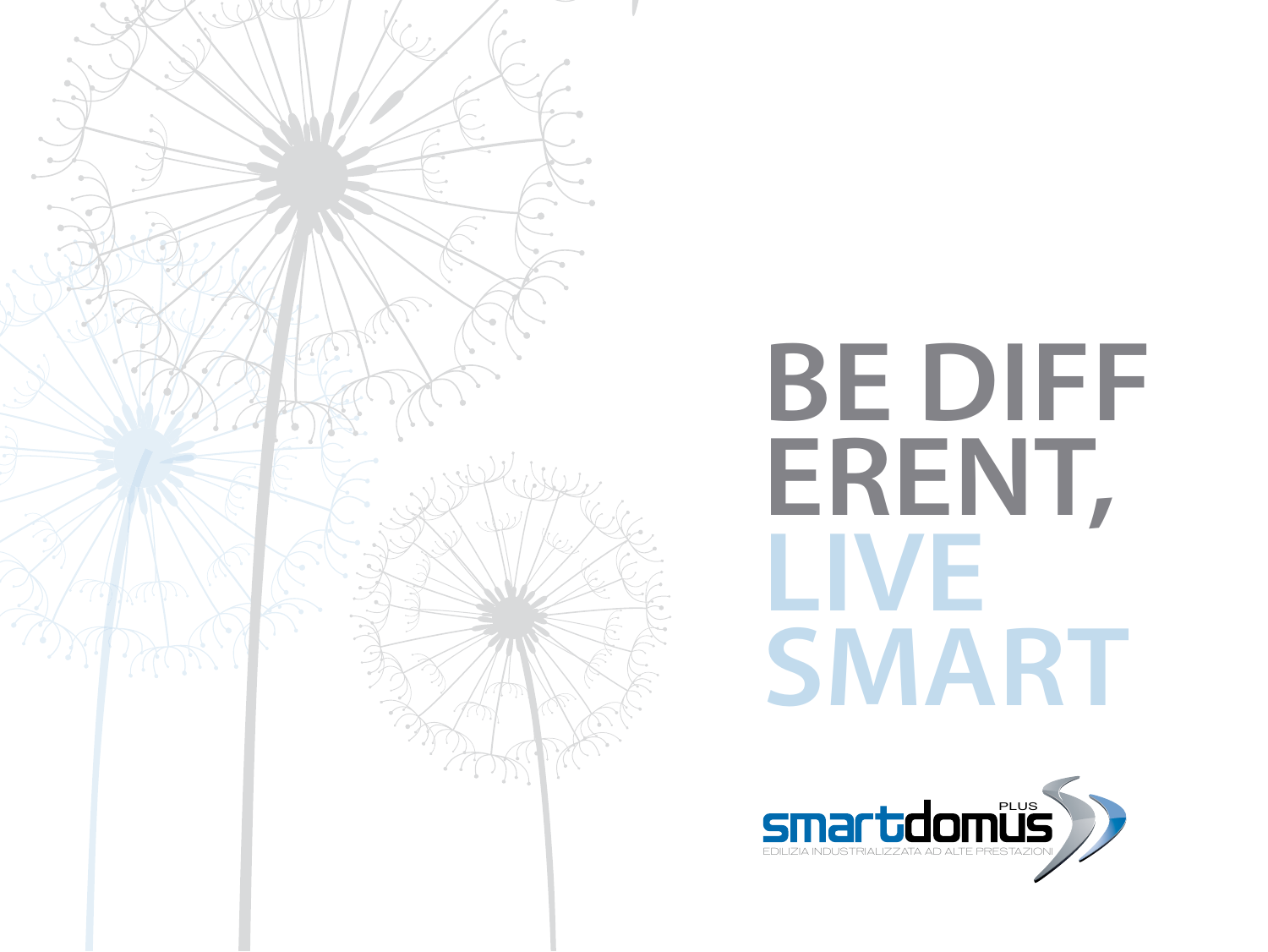# BE DIFF ERENT, LIVE SMART

smartdomus PLUS

EDILIZIA INDUSTRIALIZZATA AD ALTE PRESTAZIONI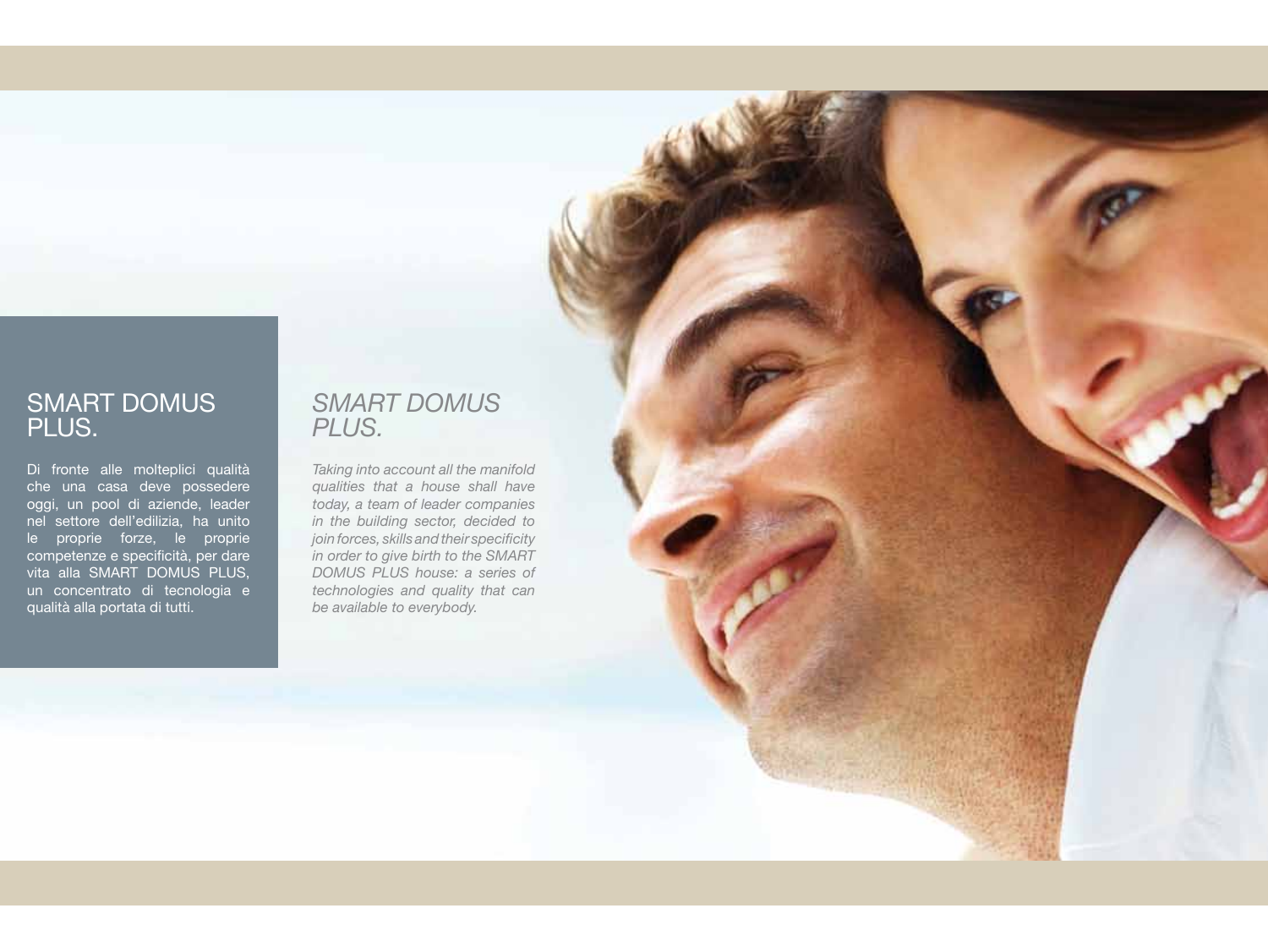## SMART DOMUS PLUS.

Di fronte alle molteplici qualità che una casa deve possedere oggi, un pool di aziende, leader nel settore dell'edilizia, ha unito le proprie forze, le proprie competenze e specificità, per dare vita alla SMART DOMUS PLUS, un concentrato di tecnologia e qualità alla portata di tutti.

## *SMART DOMUS PLUS.*

*Taking into account all the manifold qualities that a house shall have today, a team of leader companies in the building sector, decided to join forces, skills and their specificity in order to give birth to the SMART DOMUS PLUS house: a series of technologies and quality that can be available to everybody.*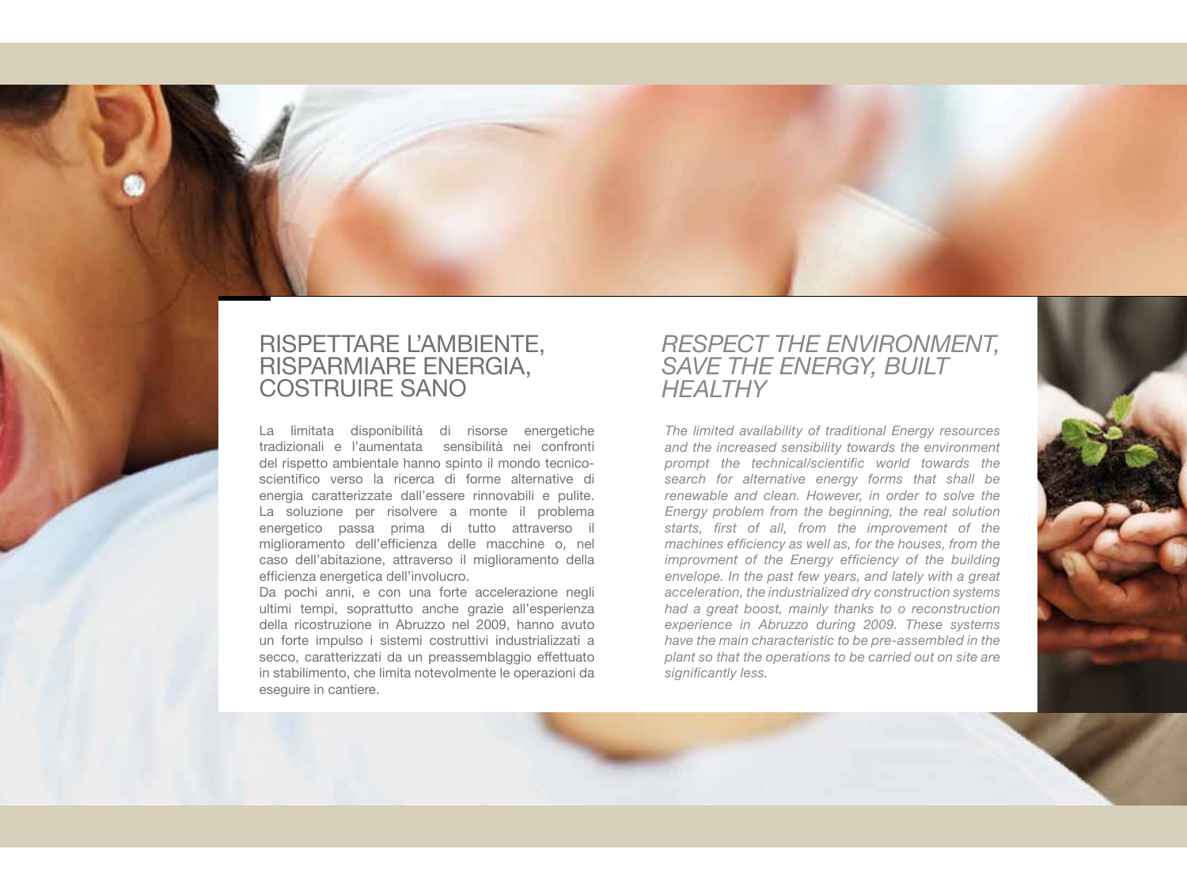# RISPETTARE L'AMBIENTE, RISPARMIARE ENERGIA, COSTRUIRE SANO

La limitata disponibilità di risorse energetiche tradizionali e l'aumentata sensibilità nei confronti del rispetto ambientale hanno spinto il mondo tecnico-scientifico verso la ricerca di forme alternative di energia caratterizzate dall'essere rinnovabili e pulite. La soluzione per risolvere a monte il problema energetico passa prima di tutto attraverso il miglioramento dell'efficienza delle macchine o, nel caso dell'abitazione, attraverso il miglioramento della efficienza energetica dell'involucro.
Da pochi anni, e con una forte accelerazione negli ultimi tempi, soprattutto anche grazie all'esperienza della ricostruzione in Abruzzo nel 2009, hanno avuto un forte impulso i sistemi costruttivi industrializzati a secco, caratterizzati da un preassemblaggio effettuato in stabilimento, che limita notevolmente le operazioni da eseguire in cantiere.

# *RESPECT THE ENVIRONMENT, SAVE THE ENERGY, BUILT HEALTHY*

*The limited availability of traditional Energy resources and the increased sensibility towards the environment prompt the technical/scientific world towards the search for alternative energy forms that shall be renewable and clean. However, in order to solve the Energy problem from the beginning, the real solution starts, first of all, from the improvement of the machines efficiency as well as, for the houses, from the improvment of the Energy efficiency of the building envelope. In the past few years, and lately with a great acceleration, the industrialized dry construction systems had a great boost, mainly thanks to o reconstruction experience in Abruzzo during 2009. These systems have the main characteristic to be pre-assembled in the plant so that the operations to be carried out on site are significantly less.*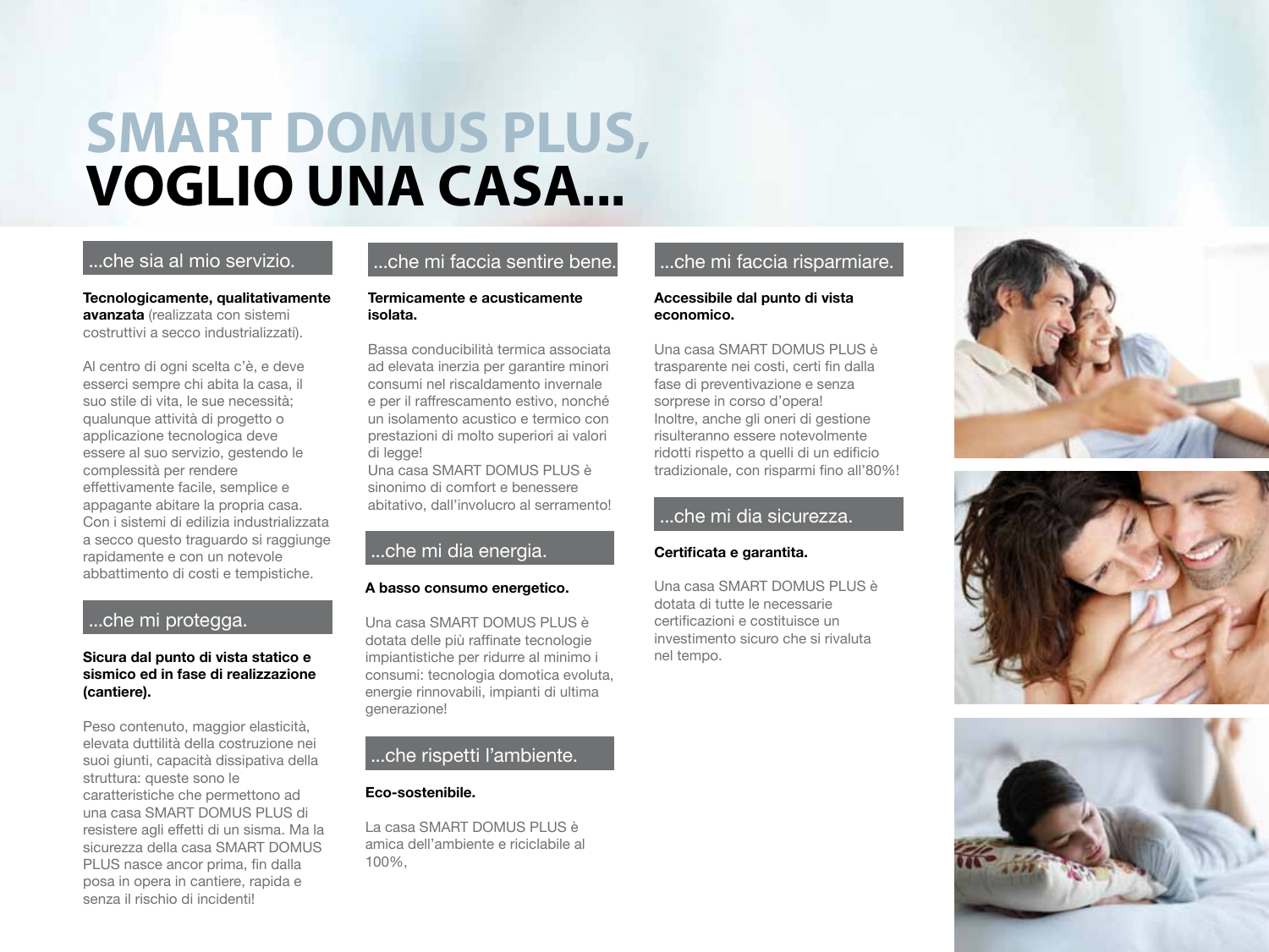# SMART DOMUS PLUS, VOGLIO UNA CASA...

## ...che sia al mio servizio.

**Tecnologicamente, qualitativamente avanzata** (realizzata con sistemi costruttivi a secco industrializzati).

Al centro di ogni scelta c'è, e deve esserci sempre chi abita la casa, il suo stile di vita, le sue necessità; qualunque attività di progetto o applicazione tecnologica deve essere al suo servizio, gestendo le complessità per rendere effettivamente facile, semplice e appagante abitare la propria casa. Con i sistemi di edilizia industrializzata a secco questo traguardo si raggiunge rapidamente e con un notevole abbattimento di costi e tempistiche.

## ...che mi protegga.

**Sicura dal punto di vista statico e sismico ed in fase di realizzazione (cantiere).**

Peso contenuto, maggior elasticità, elevata duttilità della costruzione nei suoi giunti, capacità dissipativa della struttura: queste sono le caratteristiche che permettono ad una casa SMART DOMUS PLUS di resistere agli effetti di un sisma. Ma la sicurezza della casa SMART DOMUS PLUS nasce ancor prima, fin dalla posa in opera in cantiere, rapida e senza il rischio di incidenti!

## ...che mi faccia sentire bene.

**Termicamente e acusticamente isolata.**

Bassa conducibilità termica associata ad elevata inerzia per garantire minori consumi nel riscaldamento invernale e per il raffrescamento estivo, nonché un isolamento acustico e termico con prestazioni di molto superiori ai valori di legge!
Una casa SMART DOMUS PLUS è sinonimo di comfort e benessere abitativo, dall'involucro al serramento!

## ...che mi dia energia.

**A basso consumo energetico.**

Una casa SMART DOMUS PLUS è dotata delle più raffinate tecnologie impiantistiche per ridurre al minimo i consumi: tecnologia domotica evoluta, energie rinnovabili, impianti di ultima generazione!

## ...che rispetti l'ambiente.

**Eco-sostenibile.**

La casa SMART DOMUS PLUS è amica dell'ambiente e riciclabile al 100%,

## ...che mi faccia risparmiare.

**Accessibile dal punto di vista economico.**

Una casa SMART DOMUS PLUS è trasparente nei costi, certi fin dalla fase di preventivazione e senza sorprese in corso d'opera!
Inoltre, anche gli oneri di gestione risulteranno essere notevolmente ridotti rispetto a quelli di un edificio tradizionale, con risparmi fino all'80%!

## ...che mi dia sicurezza.

**Certificata e garantita.**

Una casa SMART DOMUS PLUS è dotata di tutte le necessarie certificazioni e costituisce un investimento sicuro che si rivaluta nel tempo.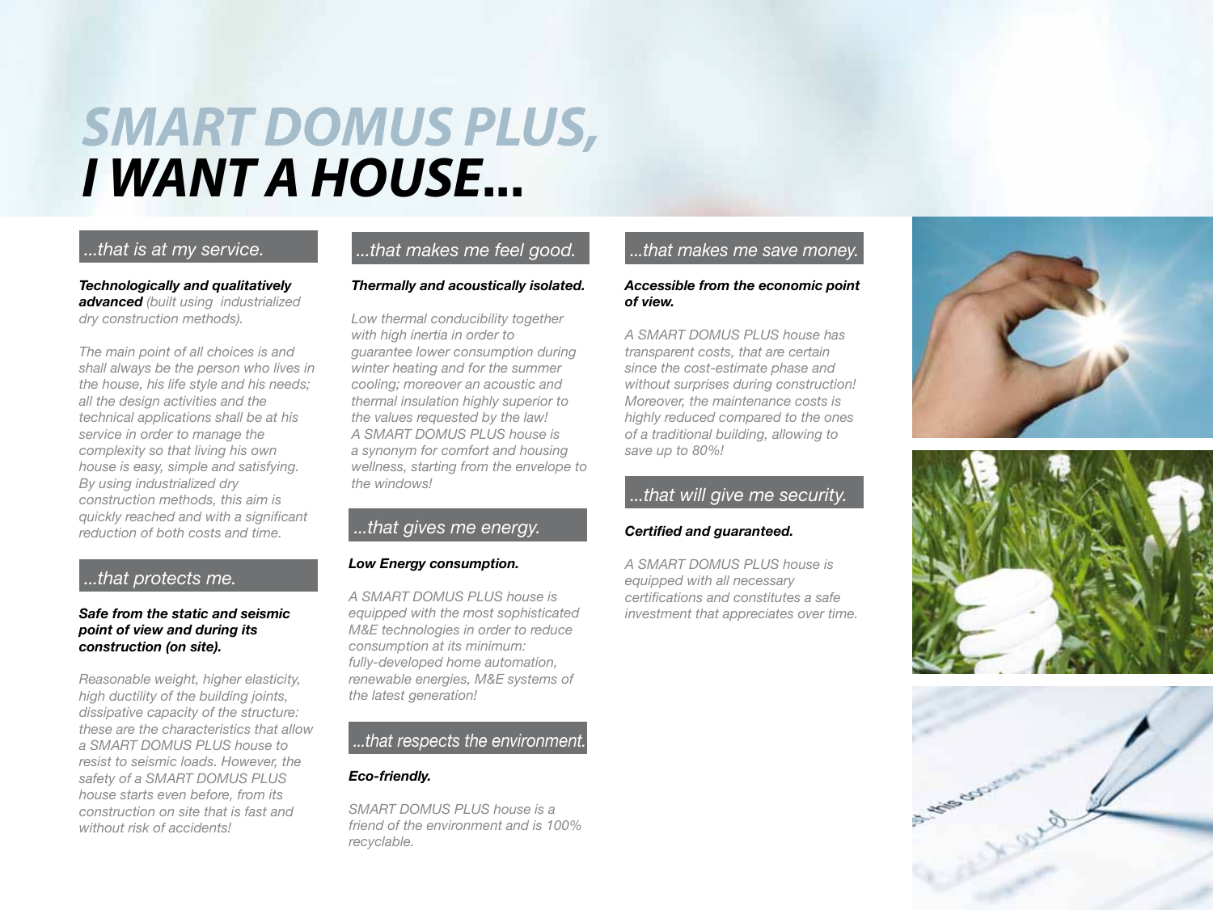# SMART DOMUS PLUS,
# I WANT A HOUSE...

## ...that is at my service.

***Technologically and qualitatively advanced*** *(built using industrialized dry construction methods).*

*The main point of all choices is and shall always be the person who lives in the house, his life style and his needs; all the design activities and the technical applications shall be at his service in order to manage the complexity so that living his own house is easy, simple and satisfying. By using industrialized dry construction methods, this aim is quickly reached and with a significant reduction of both costs and time.*

## ...that protects me.

***Safe from the static and seismic point of view and during its construction (on site).***

*Reasonable weight, higher elasticity, high ductility of the building joints, dissipative capacity of the structure: these are the characteristics that allow a SMART DOMUS PLUS house to resist to seismic loads. However, the safety of a SMART DOMUS PLUS house starts even before, from its construction on site that is fast and without risk of accidents!*

## ...that makes me feel good.

***Thermally and acoustically isolated.***

*Low thermal conducibility together with high inertia in order to guarantee lower consumption during winter heating and for the summer cooling; moreover an acoustic and thermal insulation highly superior to the values requested by the law! A SMART DOMUS PLUS house is a synonym for comfort and housing wellness, starting from the envelope to the windows!*

## ...that gives me energy.

***Low Energy consumption.***

*A SMART DOMUS PLUS house is equipped with the most sophisticated M&E technologies in order to reduce consumption at its minimum: fully-developed home automation, renewable energies, M&E systems of the latest generation!*

## ...that respects the environment.

***Eco-friendly.***

*SMART DOMUS PLUS house is a friend of the environment and is 100% recyclable.*

## ...that makes me save money.

***Accessible from the economic point of view.***

*A SMART DOMUS PLUS house has transparent costs, that are certain since the cost-estimate phase and without surprises during construction! Moreover, the maintenance costs is highly reduced compared to the ones of a traditional building, allowing to save up to 80%!*

## ...that will give me security.

***Certified and guaranteed.***

*A SMART DOMUS PLUS house is equipped with all necessary certifications and constitutes a safe investment that appreciates over time.*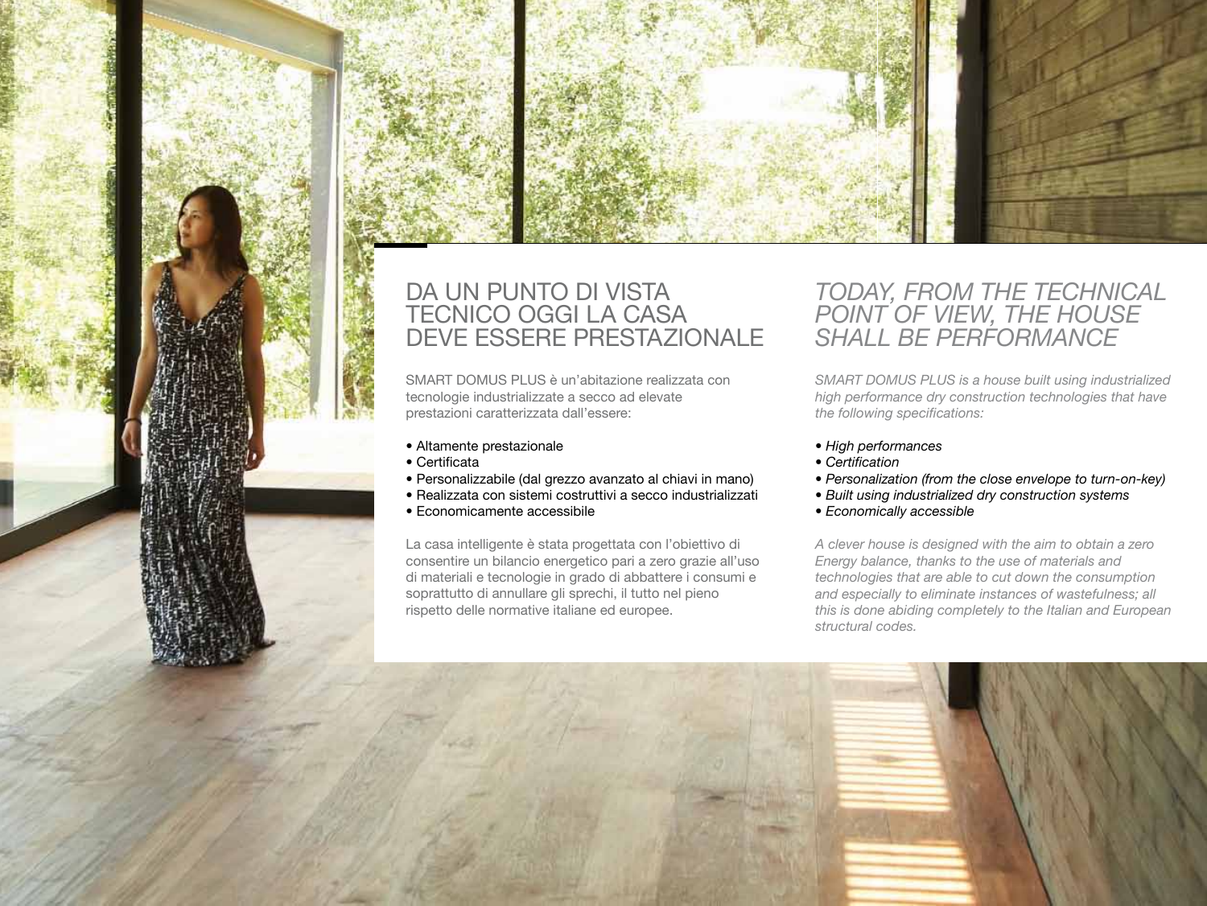## DA UN PUNTO DI VISTA TECNICO OGGI LA CASA DEVE ESSERE PRESTAZIONALE

SMART DOMUS PLUS è un'abitazione realizzata con tecnologie industrializzate a secco ad elevate prestazioni caratterizzata dall'essere:

- Altamente prestazionale
- Certificata
- Personalizzabile (dal grezzo avanzato al chiavi in mano)
- Realizzata con sistemi costruttivi a secco industrializzati
- Economicamente accessibile

La casa intelligente è stata progettata con l'obiettivo di consentire un bilancio energetico pari a zero grazie all'uso di materiali e tecnologie in grado di abbattere i consumi e soprattutto di annullare gli sprechi, il tutto nel pieno rispetto delle normative italiane ed europee.

## *TODAY, FROM THE TECHNICAL POINT OF VIEW, THE HOUSE SHALL BE PERFORMANCE*

*SMART DOMUS PLUS is a house built using industrialized high performance dry construction technologies that have the following specifications:*

- *High performances*
- *Certification*
- *Personalization (from the close envelope to turn-on-key)*
- *Built using industrialized dry construction systems*
- *Economically accessible*

*A clever house is designed with the aim to obtain a zero Energy balance, thanks to the use of materials and technologies that are able to cut down the consumption and especially to eliminate instances of wastefulness; all this is done abiding completely to the Italian and European structural codes.*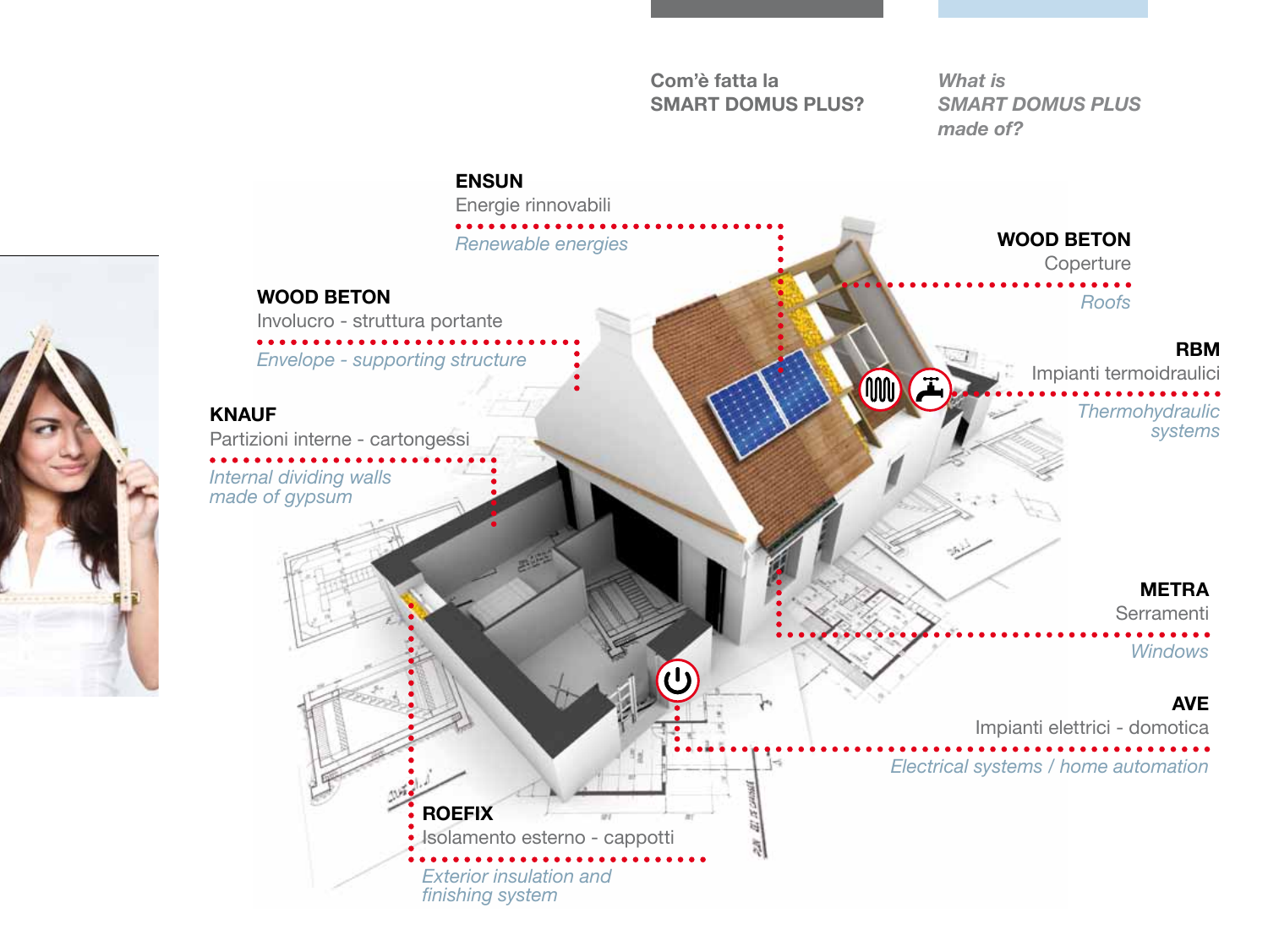## Com'è fatta la SMART DOMUS PLUS?

## *What is SMART DOMUS PLUS made of?*

**ENSUN**
Energie rinnovabili
*Renewable energies*

**WOOD BETON**
Coperture
*Roofs*

**WOOD BETON**
Involucro - struttura portante
*Envelope - supporting structure*

**RBM**
Impianti termoidraulici
*Thermohydraulic systems*

**KNAUF**
Partizioni interne - cartongessi
*Internal dividing walls made of gypsum*

**METRA**
Serramenti
*Windows*

**AVE**
Impianti elettrici - domotica
*Electrical systems / home automation*

**ROEFIX**
Isolamento esterno - cappotti
*Exterior insulation and finishing system*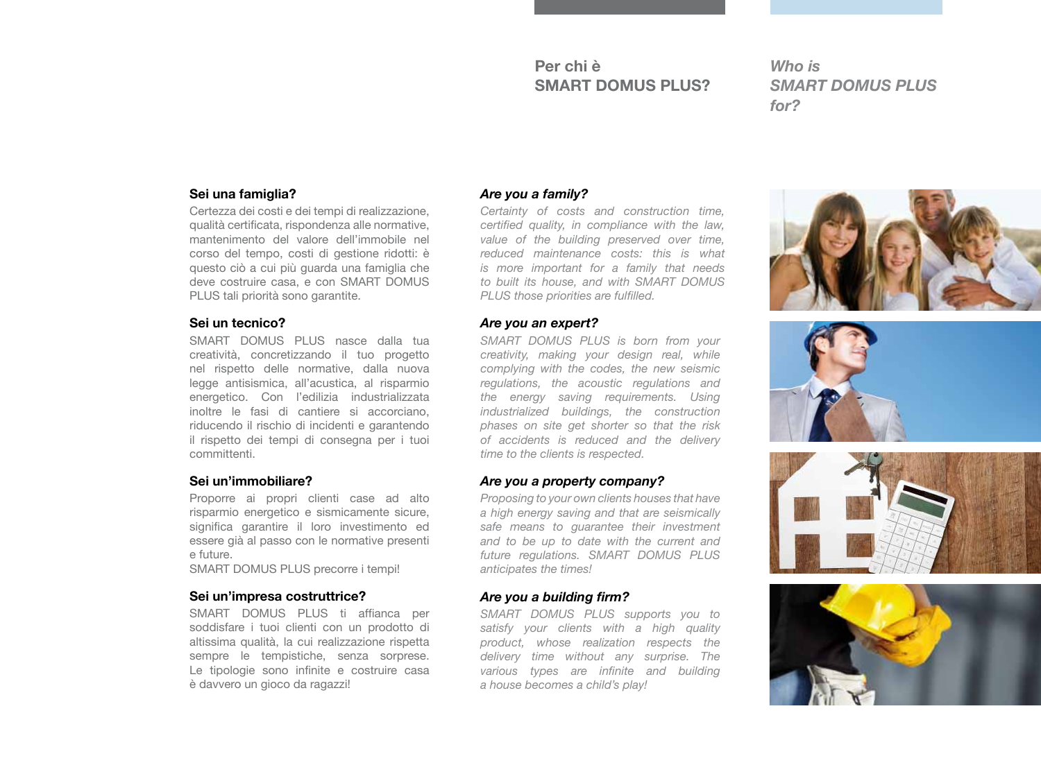## Per chi è SMART DOMUS PLUS?

### Sei una famiglia?

Certezza dei costi e dei tempi di realizzazione, qualità certificata, rispondenza alle normative, mantenimento del valore dell'immobile nel corso del tempo, costi di gestione ridotti: è questo ciò a cui più guarda una famiglia che deve costruire casa, e con SMART DOMUS PLUS tali priorità sono garantite.

### Sei un tecnico?

SMART DOMUS PLUS nasce dalla tua creatività, concretizzando il tuo progetto nel rispetto delle normative, dalla nuova legge antisismica, all'acustica, al risparmio energetico. Con l'edilizia industrializzata inoltre le fasi di cantiere si accorciano, riducendo il rischio di incidenti e garantendo il rispetto dei tempi di consegna per i tuoi committenti.

### Sei un'immobiliare?

Proporre ai propri clienti case ad alto risparmio energetico e sismicamente sicure, significa garantire il loro investimento ed essere già al passo con le normative presenti e future.
SMART DOMUS PLUS precorre i tempi!

### Sei un'impresa costruttrice?

SMART DOMUS PLUS ti affianca per soddisfare i tuoi clienti con un prodotto di altissima qualità, la cui realizzazione rispetta sempre le tempistiche, senza sorprese. Le tipologie sono infinite e costruire casa è davvero un gioco da ragazzi!

## *Who is SMART DOMUS PLUS for?*

### *Are you a family?*

*Certainty of costs and construction time, certified quality, in compliance with the law, value of the building preserved over time, reduced maintenance costs: this is what is more important for a family that needs to built its house, and with SMART DOMUS PLUS those priorities are fulfilled.*

### *Are you an expert?*

*SMART DOMUS PLUS is born from your creativity, making your design real, while complying with the codes, the new seismic regulations, the acoustic regulations and the energy saving requirements. Using industrialized buildings, the construction phases on site get shorter so that the risk of accidents is reduced and the delivery time to the clients is respected.*

### *Are you a property company?*

*Proposing to your own clients houses that have a high energy saving and that are seismically safe means to guarantee their investment and to be up to date with the current and future regulations. SMART DOMUS PLUS anticipates the times!*

### *Are you a building firm?*

*SMART DOMUS PLUS supports you to satisfy your clients with a high quality product, whose realization respects the delivery time without any surprise. The various types are infinite and building a house becomes a child's play!*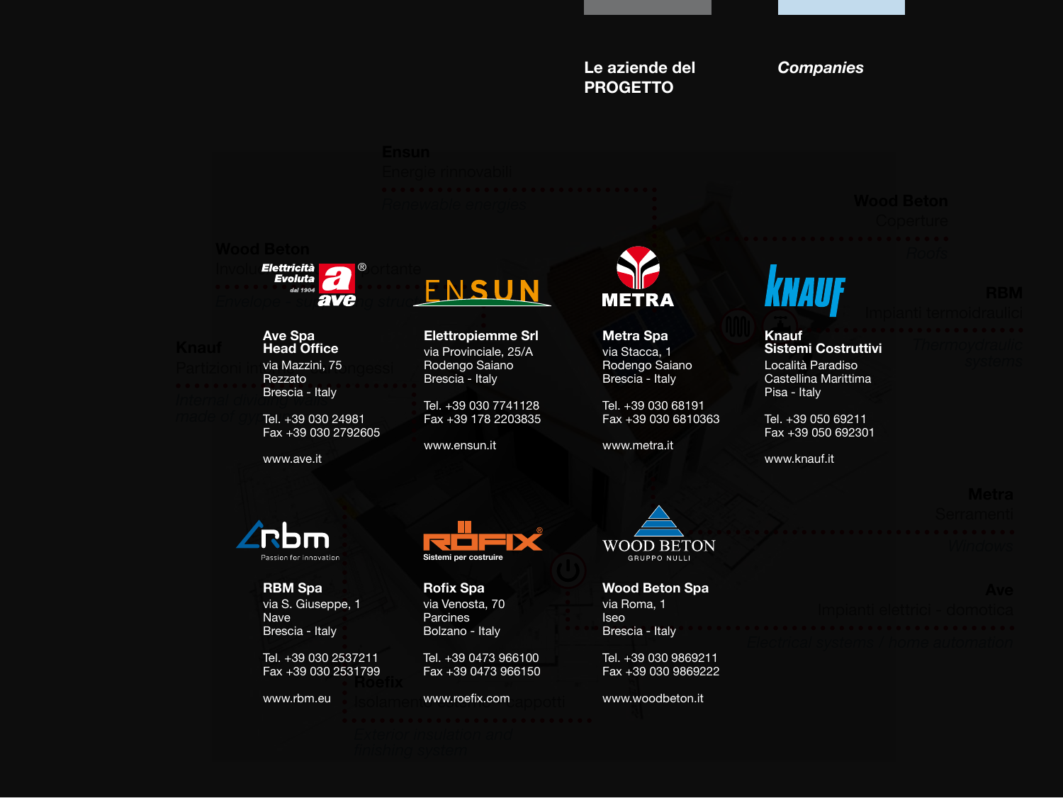## Le aziende del PROGETTO

## *Companies*

**Ave Spa**
**Head Office**
via Mazzini, 75
Rezzato
Brescia - Italy

Tel. +39 030 24981
Fax +39 030 2792605

www.ave.it

**Elettropiemme Srl**
via Provinciale, 25/A
Rodengo Saiano
Brescia - Italy

Tel. +39 030 7741128
Fax +39 178 2203835

www.ensun.it

**Metra Spa**
via Stacca, 1
Rodengo Saiano
Brescia - Italy

Tel. +39 030 68191
Fax +39 030 6810363

www.metra.it

**Knauf**
**Sistemi Costruttivi**
Località Paradiso
Castellina Marittima
Pisa - Italy

Tel. +39 050 69211
Fax +39 050 692301

www.knauf.it

**RBM Spa**
via S. Giuseppe, 1
Nave
Brescia - Italy

Tel. +39 030 2537211
Fax +39 030 2531799

www.rbm.eu

**Rofix Spa**
via Venosta, 70
Parcines
Bolzano - Italy

Tel. +39 0473 966100
Fax +39 0473 966150

www.roefix.com

**Wood Beton Spa**
via Roma, 1
Iseo
Brescia - Italy

Tel. +39 030 9869211
Fax +39 030 9869222

www.woodbeton.it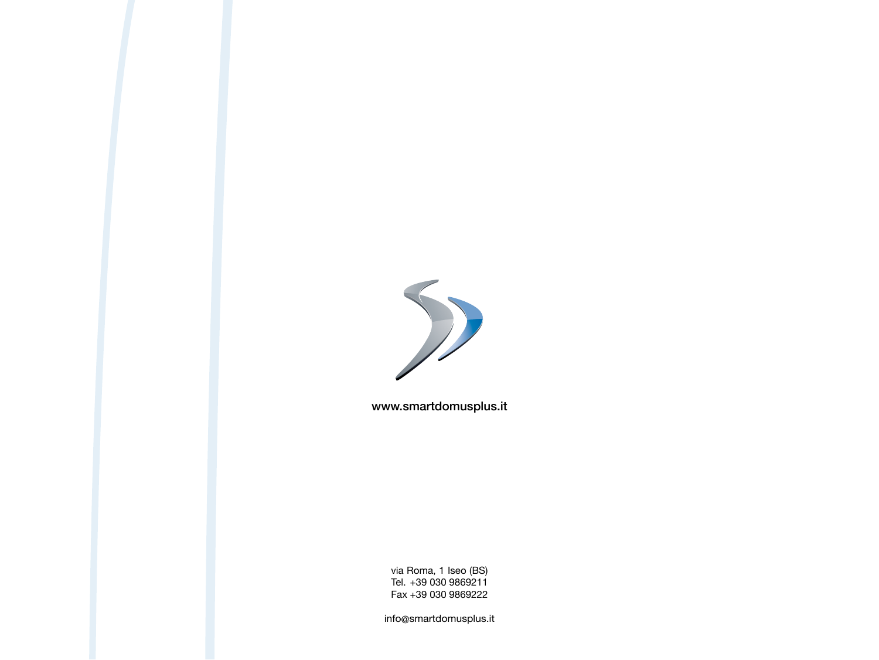www.smartdomusplus.it

via Roma, 1 Iseo (BS)
Tel. +39 030 9869211
Fax +39 030 9869222

info@smartdomusplus.it